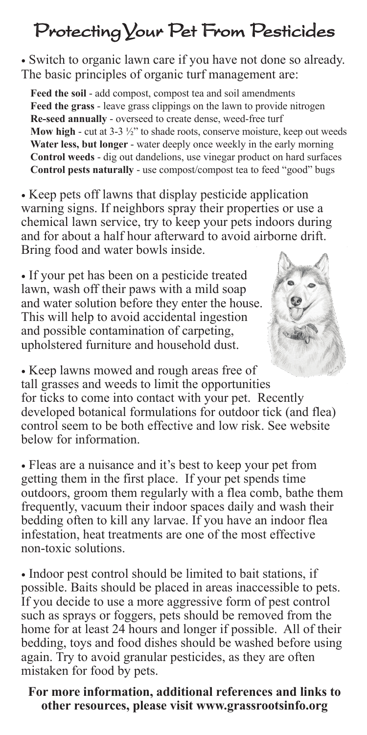# Protecting Your Pet From Pesticides

- Switch to organic lawn care if you have not done so already. The basic principles of organic turf management are:

  **Feed the soil** - add compost, compost tea and soil amendments
  **Feed the grass** - leave grass clippings on the lawn to provide nitrogen
  **Re-seed annually** - overseed to create dense, weed-free turf
  **Mow high** - cut at 3-3 ½" to shade roots, conserve moisture, keep out weeds
  **Water less, but longer** - water deeply once weekly in the early morning
  **Control weeds** - dig out dandelions, use vinegar product on hard surfaces
  **Control pests naturally** - use compost/compost tea to feed "good" bugs

- Keep pets off lawns that display pesticide application warning signs. If neighbors spray their properties or use a chemical lawn service, try to keep your pets indoors during and for about a half hour afterward to avoid airborne drift. Bring food and water bowls inside.

- If your pet has been on a pesticide treated lawn, wash off their paws with a mild soap and water solution before they enter the house. This will help to avoid accidental ingestion and possible contamination of carpeting, upholstered furniture and household dust.

- Keep lawns mowed and rough areas free of tall grasses and weeds to limit the opportunities for ticks to come into contact with your pet. Recently developed botanical formulations for outdoor tick (and flea) control seem to be both effective and low risk. See website below for information.

- Fleas are a nuisance and it's best to keep your pet from getting them in the first place. If your pet spends time outdoors, groom them regularly with a flea comb, bathe them frequently, vacuum their indoor spaces daily and wash their bedding often to kill any larvae. If you have an indoor flea infestation, heat treatments are one of the most effective non-toxic solutions.

- Indoor pest control should be limited to bait stations, if possible. Baits should be placed in areas inaccessible to pets. If you decide to use a more aggressive form of pest control such as sprays or foggers, pets should be removed from the home for at least 24 hours and longer if possible. All of their bedding, toys and food dishes should be washed before using again. Try to avoid granular pesticides, as they are often mistaken for food by pets.

**For more information, additional references and links to other resources, please visit www.grassrootsinfo.org**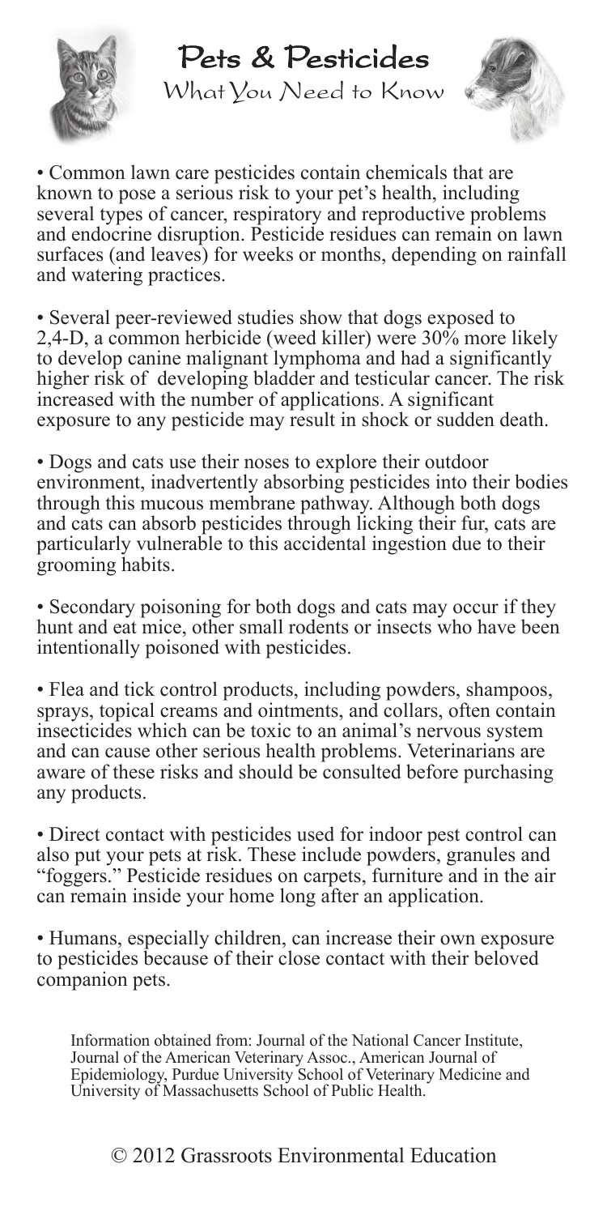# Pets & Pesticides

## What You Need to Know

• Common lawn care pesticides contain chemicals that are known to pose a serious risk to your pet's health, including several types of cancer, respiratory and reproductive problems and endocrine disruption. Pesticide residues can remain on lawn surfaces (and leaves) for weeks or months, depending on rainfall and watering practices.

• Several peer-reviewed studies show that dogs exposed to 2,4-D, a common herbicide (weed killer) were 30% more likely to develop canine malignant lymphoma and had a significantly higher risk of developing bladder and testicular cancer. The risk increased with the number of applications. A significant exposure to any pesticide may result in shock or sudden death.

• Dogs and cats use their noses to explore their outdoor environment, inadvertently absorbing pesticides into their bodies through this mucous membrane pathway. Although both dogs and cats can absorb pesticides through licking their fur, cats are particularly vulnerable to this accidental ingestion due to their grooming habits.

• Secondary poisoning for both dogs and cats may occur if they hunt and eat mice, other small rodents or insects who have been intentionally poisoned with pesticides.

• Flea and tick control products, including powders, shampoos, sprays, topical creams and ointments, and collars, often contain insecticides which can be toxic to an animal's nervous system and can cause other serious health problems. Veterinarians are aware of these risks and should be consulted before purchasing any products.

• Direct contact with pesticides used for indoor pest control can also put your pets at risk. These include powders, granules and "foggers." Pesticide residues on carpets, furniture and in the air can remain inside your home long after an application.

• Humans, especially children, can increase their own exposure to pesticides because of their close contact with their beloved companion pets.

Information obtained from: Journal of the National Cancer Institute, Journal of the American Veterinary Assoc., American Journal of Epidemiology, Purdue University School of Veterinary Medicine and University of Massachusetts School of Public Health.

© 2012 Grassroots Environmental Education